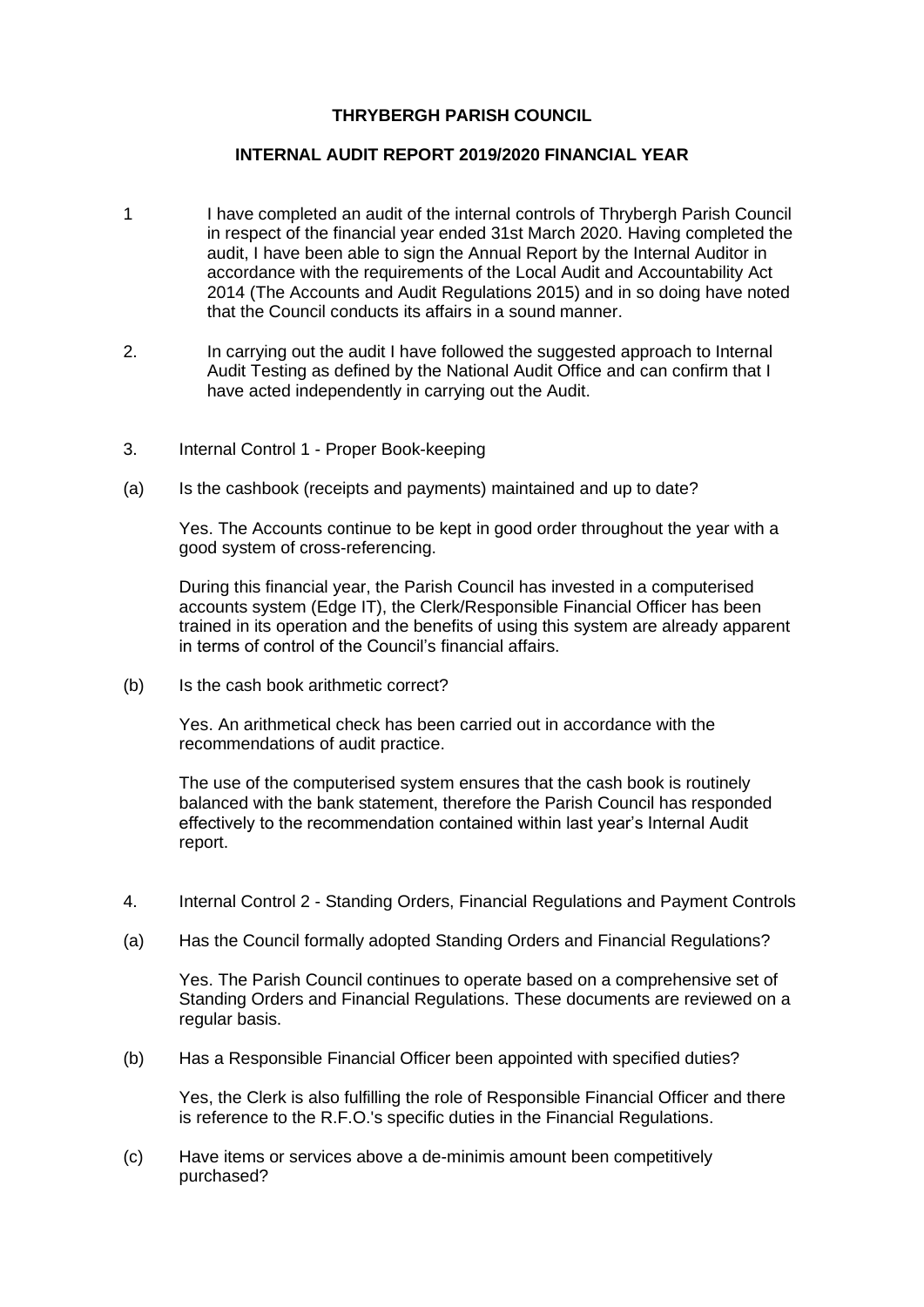**THRYBERGH PARISH COUNCIL**

**INTERNAL AUDIT REPORT 2019/2020 FINANCIAL YEAR**

1 I have completed an audit of the internal controls of Thrybergh Parish Council in respect of the financial year ended 31st March 2020. Having completed the audit, I have been able to sign the Annual Report by the Internal Auditor in accordance with the requirements of the Local Audit and Accountability Act 2014 (The Accounts and Audit Regulations 2015) and in so doing have noted that the Council conducts its affairs in a sound manner.

2. In carrying out the audit I have followed the suggested approach to Internal Audit Testing as defined by the National Audit Office and can confirm that I have acted independently in carrying out the Audit.

3. Internal Control 1 - Proper Book-keeping

(a) Is the cashbook (receipts and payments) maintained and up to date?

Yes. The Accounts continue to be kept in good order throughout the year with a good system of cross-referencing.

During this financial year, the Parish Council has invested in a computerised accounts system (Edge IT), the Clerk/Responsible Financial Officer has been trained in its operation and the benefits of using this system are already apparent in terms of control of the Council's financial affairs.

(b) Is the cash book arithmetic correct?

Yes. An arithmetical check has been carried out in accordance with the recommendations of audit practice.

The use of the computerised system ensures that the cash book is routinely balanced with the bank statement, therefore the Parish Council has responded effectively to the recommendation contained within last year's Internal Audit report.

4. Internal Control 2 - Standing Orders, Financial Regulations and Payment Controls

(a) Has the Council formally adopted Standing Orders and Financial Regulations?

Yes. The Parish Council continues to operate based on a comprehensive set of Standing Orders and Financial Regulations. These documents are reviewed on a regular basis.

(b) Has a Responsible Financial Officer been appointed with specified duties?

Yes, the Clerk is also fulfilling the role of Responsible Financial Officer and there is reference to the R.F.O.'s specific duties in the Financial Regulations.

(c) Have items or services above a de-minimis amount been competitively purchased?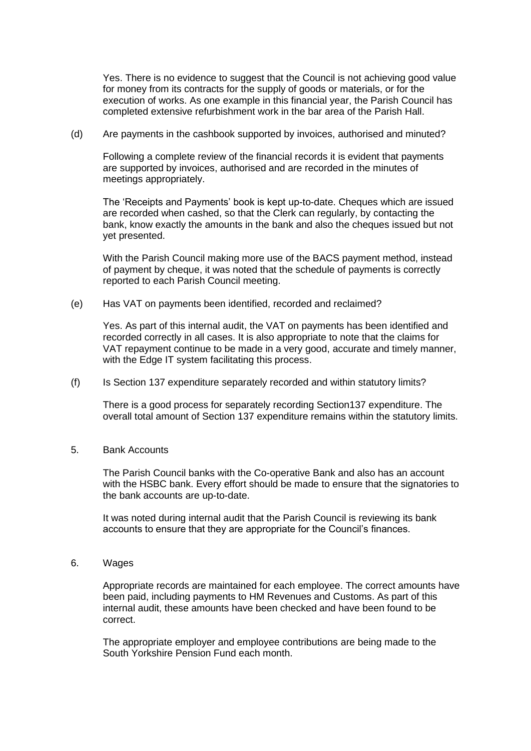Yes. There is no evidence to suggest that the Council is not achieving good value for money from its contracts for the supply of goods or materials, or for the execution of works. As one example in this financial year, the Parish Council has completed extensive refurbishment work in the bar area of the Parish Hall.

(d) Are payments in the cashbook supported by invoices, authorised and minuted?

Following a complete review of the financial records it is evident that payments are supported by invoices, authorised and are recorded in the minutes of meetings appropriately.

The 'Receipts and Payments' book is kept up-to-date. Cheques which are issued are recorded when cashed, so that the Clerk can regularly, by contacting the bank, know exactly the amounts in the bank and also the cheques issued but not yet presented.

With the Parish Council making more use of the BACS payment method, instead of payment by cheque, it was noted that the schedule of payments is correctly reported to each Parish Council meeting.

(e) Has VAT on payments been identified, recorded and reclaimed?

Yes. As part of this internal audit, the VAT on payments has been identified and recorded correctly in all cases. It is also appropriate to note that the claims for VAT repayment continue to be made in a very good, accurate and timely manner, with the Edge IT system facilitating this process.

(f) Is Section 137 expenditure separately recorded and within statutory limits?

There is a good process for separately recording Section137 expenditure. The overall total amount of Section 137 expenditure remains within the statutory limits.

5. Bank Accounts

The Parish Council banks with the Co-operative Bank and also has an account with the HSBC bank. Every effort should be made to ensure that the signatories to the bank accounts are up-to-date.

It was noted during internal audit that the Parish Council is reviewing its bank accounts to ensure that they are appropriate for the Council's finances.

6. Wages

Appropriate records are maintained for each employee. The correct amounts have been paid, including payments to HM Revenues and Customs. As part of this internal audit, these amounts have been checked and have been found to be correct.

The appropriate employer and employee contributions are being made to the South Yorkshire Pension Fund each month.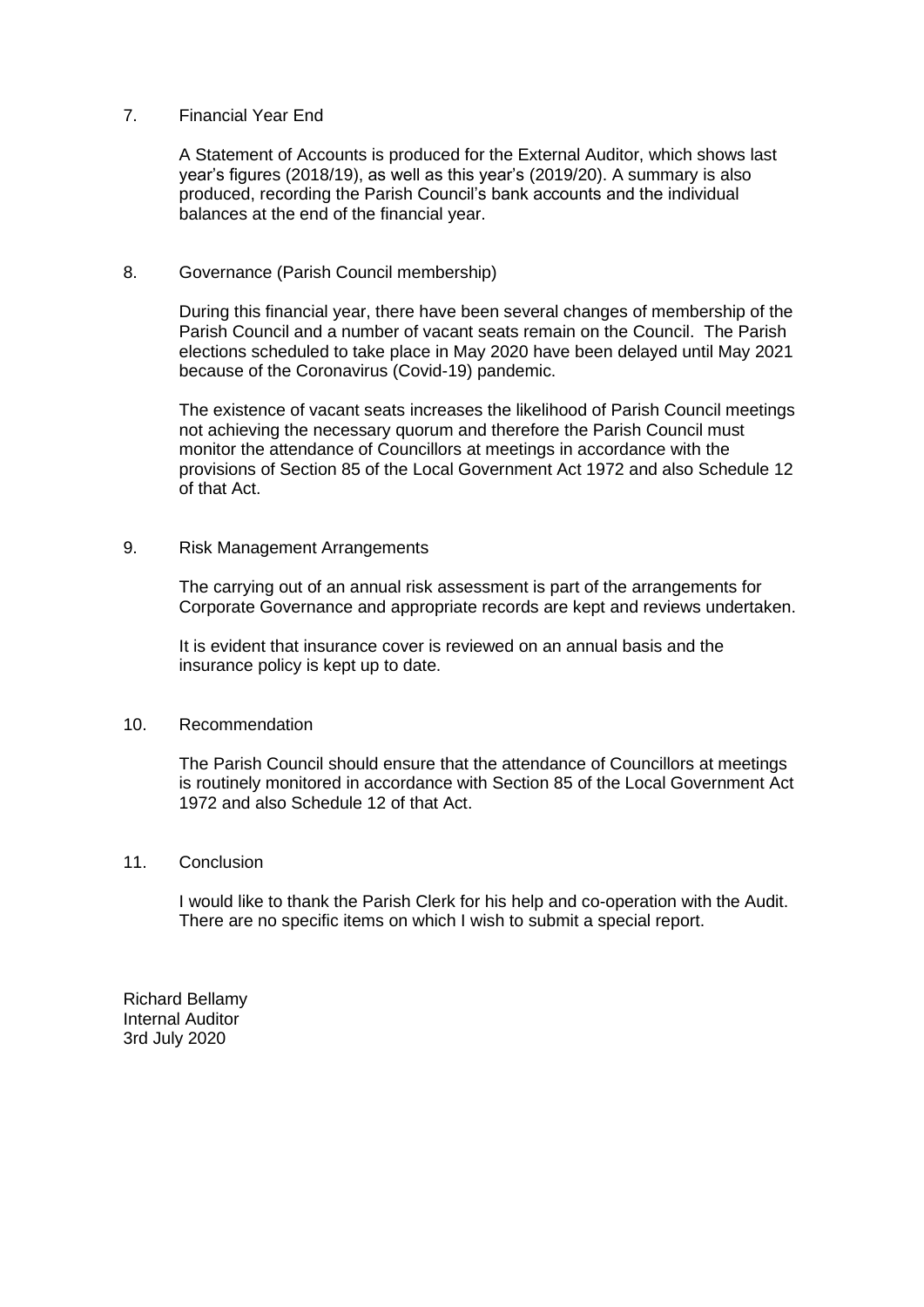## 7. Financial Year End

A Statement of Accounts is produced for the External Auditor, which shows last year's figures (2018/19), as well as this year's (2019/20). A summary is also produced, recording the Parish Council's bank accounts and the individual balances at the end of the financial year.

## 8. Governance (Parish Council membership)

During this financial year, there have been several changes of membership of the Parish Council and a number of vacant seats remain on the Council. The Parish elections scheduled to take place in May 2020 have been delayed until May 2021 because of the Coronavirus (Covid-19) pandemic.

The existence of vacant seats increases the likelihood of Parish Council meetings not achieving the necessary quorum and therefore the Parish Council must monitor the attendance of Councillors at meetings in accordance with the provisions of Section 85 of the Local Government Act 1972 and also Schedule 12 of that Act.

## 9. Risk Management Arrangements

The carrying out of an annual risk assessment is part of the arrangements for Corporate Governance and appropriate records are kept and reviews undertaken.

It is evident that insurance cover is reviewed on an annual basis and the insurance policy is kept up to date.

## 10. Recommendation

The Parish Council should ensure that the attendance of Councillors at meetings is routinely monitored in accordance with Section 85 of the Local Government Act 1972 and also Schedule 12 of that Act.

## 11. Conclusion

I would like to thank the Parish Clerk for his help and co-operation with the Audit. There are no specific items on which I wish to submit a special report.

Richard Bellamy
Internal Auditor
3rd July 2020